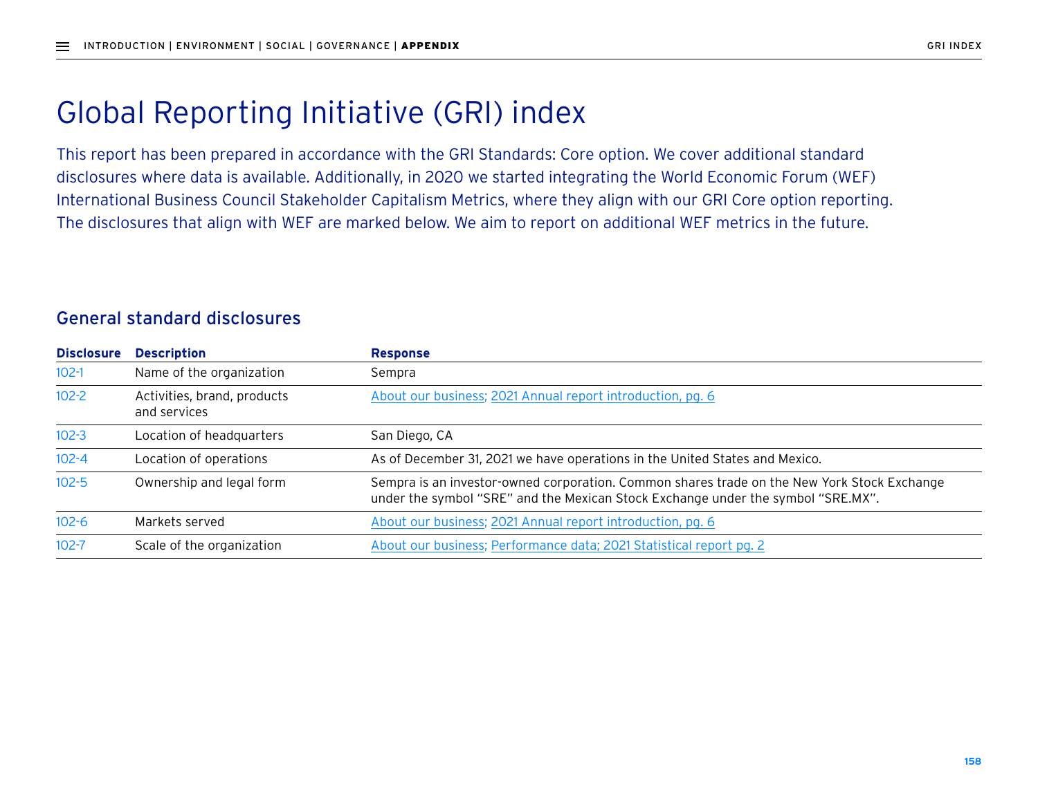# Global Reporting Initiative (GRI) index

This report has been prepared in accordance with the GRI Standards: Core option. We cover additional standard disclosures where data is available. Additionally, in 2020 we started integrating the World Economic Forum (WEF) International Business Council Stakeholder Capitalism Metrics, where they align with our GRI Core option reporting. The disclosures that align with WEF are marked below. We aim to report on additional WEF metrics in the future.

## General standard disclosures

| Disclosure | Description | Response |
|---|---|---|
| 102-1 | Name of the organization | Sempra |
| 102-2 | Activities, brand, products and services | About our business; 2021 Annual report introduction, pg. 6 |
| 102-3 | Location of headquarters | San Diego, CA |
| 102-4 | Location of operations | As of December 31, 2021 we have operations in the United States and Mexico. |
| 102-5 | Ownership and legal form | Sempra is an investor-owned corporation. Common shares trade on the New York Stock Exchange under the symbol "SRE" and the Mexican Stock Exchange under the symbol "SRE.MX". |
| 102-6 | Markets served | About our business; 2021 Annual report introduction, pg. 6 |
| 102-7 | Scale of the organization | About our business; Performance data; 2021 Statistical report pg. 2 |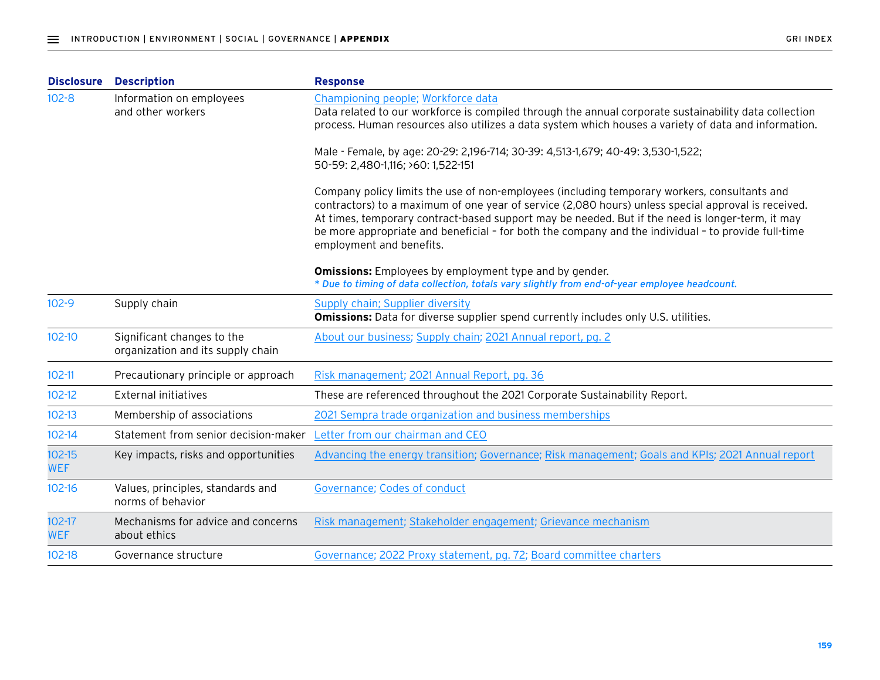| Disclosure | Description | Response |
| --- | --- | --- |
| 102-8 | Information on employees and other workers | Championing people; Workforce data<br>Data related to our workforce is compiled through the annual corporate sustainability data collection process. Human resources also utilizes a data system which houses a variety of data and information.<br><br>Male - Female, by age: 20-29: 2,196-714; 30-39: 4,513-1,679; 40-49: 3,530-1,522; 50-59: 2,480-1,116; >60: 1,522-151<br><br>Company policy limits the use of non-employees (including temporary workers, consultants and contractors) to a maximum of one year of service (2,080 hours) unless special approval is received. At times, temporary contract-based support may be needed. But if the need is longer-term, it may be more appropriate and beneficial – for both the company and the individual – to provide full-time employment and benefits.<br><br>**Omissions:** Employees by employment type and by gender.<br>*\* Due to timing of data collection, totals vary slightly from end-of-year employee headcount.* |
| 102-9 | Supply chain | Supply chain; Supplier diversity<br>**Omissions:** Data for diverse supplier spend currently includes only U.S. utilities. |
| 102-10 | Significant changes to the organization and its supply chain | About our business; Supply chain; 2021 Annual report, pg. 2 |
| 102-11 | Precautionary principle or approach | Risk management; 2021 Annual Report, pg. 36 |
| 102-12 | External initiatives | These are referenced throughout the 2021 Corporate Sustainability Report. |
| 102-13 | Membership of associations | 2021 Sempra trade organization and business memberships |
| 102-14 | Statement from senior decision-maker | Letter from our chairman and CEO |
| 102-15<br>WEF | Key impacts, risks and opportunities | Advancing the energy transition; Governance; Risk management; Goals and KPIs; 2021 Annual report |
| 102-16 | Values, principles, standards and norms of behavior | Governance; Codes of conduct |
| 102-17<br>WEF | Mechanisms for advice and concerns about ethics | Risk management; Stakeholder engagement; Grievance mechanism |
| 102-18 | Governance structure | Governance; 2022 Proxy statement, pg. 72; Board committee charters |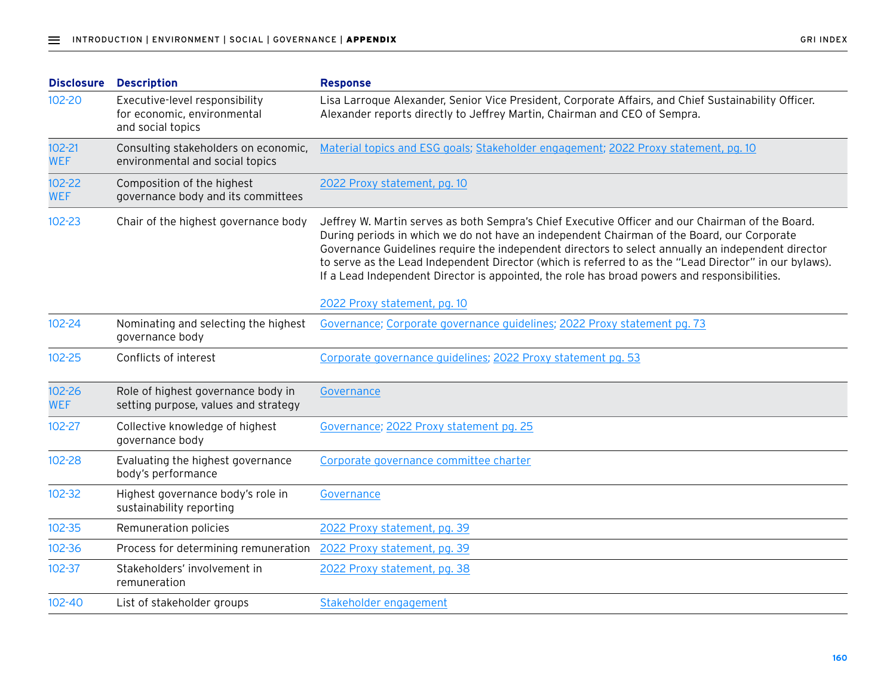| Disclosure | Description | Response |
| --- | --- | --- |
| 102-20 | Executive-level responsibility for economic, environmental and social topics | Lisa Larroque Alexander, Senior Vice President, Corporate Affairs, and Chief Sustainability Officer. Alexander reports directly to Jeffrey Martin, Chairman and CEO of Sempra. |
| 102-21 WEF | Consulting stakeholders on economic, environmental and social topics | Material topics and ESG goals; Stakeholder engagement; 2022 Proxy statement, pg. 10 |
| 102-22 WEF | Composition of the highest governance body and its committees | 2022 Proxy statement, pg. 10 |
| 102-23 | Chair of the highest governance body | Jeffrey W. Martin serves as both Sempra's Chief Executive Officer and our Chairman of the Board. During periods in which we do not have an independent Chairman of the Board, our Corporate Governance Guidelines require the independent directors to select annually an independent director to serve as the Lead Independent Director (which is referred to as the "Lead Director" in our bylaws). If a Lead Independent Director is appointed, the role has broad powers and responsibilities.<br><br>2022 Proxy statement, pg. 10 |
| 102-24 | Nominating and selecting the highest governance body | Governance; Corporate governance guidelines; 2022 Proxy statement pg. 73 |
| 102-25 | Conflicts of interest | Corporate governance guidelines; 2022 Proxy statement pg. 53 |
| 102-26 WEF | Role of highest governance body in setting purpose, values and strategy | Governance |
| 102-27 | Collective knowledge of highest governance body | Governance; 2022 Proxy statement pg. 25 |
| 102-28 | Evaluating the highest governance body's performance | Corporate governance committee charter |
| 102-32 | Highest governance body's role in sustainability reporting | Governance |
| 102-35 | Remuneration policies | 2022 Proxy statement, pg. 39 |
| 102-36 | Process for determining remuneration | 2022 Proxy statement, pg. 39 |
| 102-37 | Stakeholders' involvement in remuneration | 2022 Proxy statement, pg. 38 |
| 102-40 | List of stakeholder groups | Stakeholder engagement |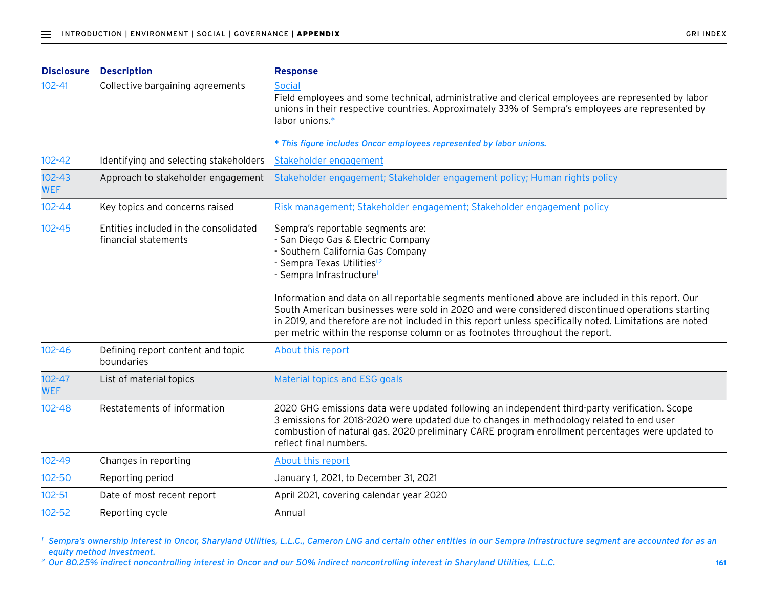| Disclosure | Description | Response |
|---|---|---|
| 102-41 | Collective bargaining agreements | Social<br>Field employees and some technical, administrative and clerical employees are represented by labor unions in their respective countries. Approximately 33% of Sempra's employees are represented by labor unions.*<br><br>*\* This figure includes Oncor employees represented by labor unions.* |
| 102-42 | Identifying and selecting stakeholders | Stakeholder engagement |
| 102-43<br>WEF | Approach to stakeholder engagement | Stakeholder engagement; Stakeholder engagement policy; Human rights policy |
| 102-44 | Key topics and concerns raised | Risk management; Stakeholder engagement; Stakeholder engagement policy |
| 102-45 | Entities included in the consolidated financial statements | Sempra's reportable segments are:<br>- San Diego Gas & Electric Company<br>- Southern California Gas Company<br>- Sempra Texas Utilities[1,2]<br>- Sempra Infrastructure[1]<br><br>Information and data on all reportable segments mentioned above are included in this report. Our South American businesses were sold in 2020 and were considered discontinued operations starting in 2019, and therefore are not included in this report unless specifically noted. Limitations are noted per metric within the response column or as footnotes throughout the report. |
| 102-46 | Defining report content and topic boundaries | About this report |
| 102-47<br>WEF | List of material topics | Material topics and ESG goals |
| 102-48 | Restatements of information | 2020 GHG emissions data were updated following an independent third-party verification. Scope 3 emissions for 2018-2020 were updated due to changes in methodology related to end user combustion of natural gas. 2020 preliminary CARE program enrollment percentages were updated to reflect final numbers. |
| 102-49 | Changes in reporting | About this report |
| 102-50 | Reporting period | January 1, 2021, to December 31, 2021 |
| 102-51 | Date of most recent report | April 2021, covering calendar year 2020 |
| 102-52 | Reporting cycle | Annual |

*[1] Sempra's ownership interest in Oncor, Sharyland Utilities, L.L.C., Cameron LNG and certain other entities in our Sempra Infrastructure segment are accounted for as an equity method investment.*

*[2] Our 80.25% indirect noncontrolling interest in Oncor and our 50% indirect noncontrolling interest in Sharyland Utilities, L.L.C.*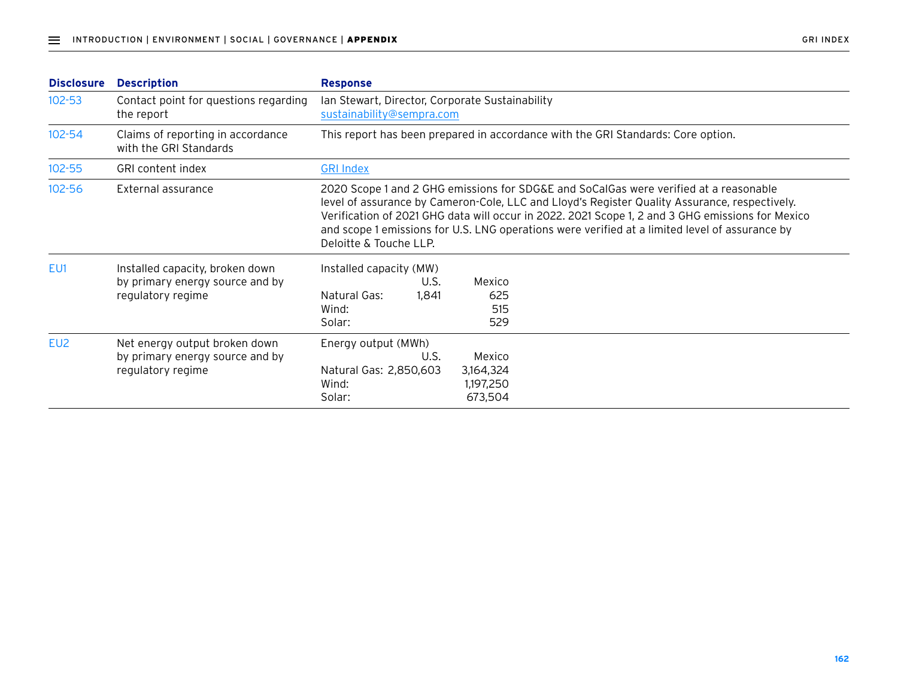| Disclosure | Description | Response |
| --- | --- | --- |
| 102-53 | Contact point for questions regarding the report | Ian Stewart, Director, Corporate Sustainability<br>sustainability@sempra.com |
| 102-54 | Claims of reporting in accordance with the GRI Standards | This report has been prepared in accordance with the GRI Standards: Core option. |
| 102-55 | GRI content index | GRI Index |
| 102-56 | External assurance | 2020 Scope 1 and 2 GHG emissions for SDG&E and SoCalGas were verified at a reasonable level of assurance by Cameron-Cole, LLC and Lloyd's Register Quality Assurance, respectively. Verification of 2021 GHG data will occur in 2022. 2021 Scope 1, 2 and 3 GHG emissions for Mexico and scope 1 emissions for U.S. LNG operations were verified at a limited level of assurance by Deloitte & Touche LLP. |
| EU1 | Installed capacity, broken down by primary energy source and by regulatory regime | Installed capacity (MW)<br>U.S. / Mexico<br>Natural Gas: 1,841 / 625<br>Wind: — / 515<br>Solar: — / 529 |
| EU2 | Net energy output broken down by primary energy source and by regulatory regime | Energy output (MWh)<br>U.S. / Mexico<br>Natural Gas: 2,850,603 / 3,164,324<br>Wind: — / 1,197,250<br>Solar: — / 673,504 |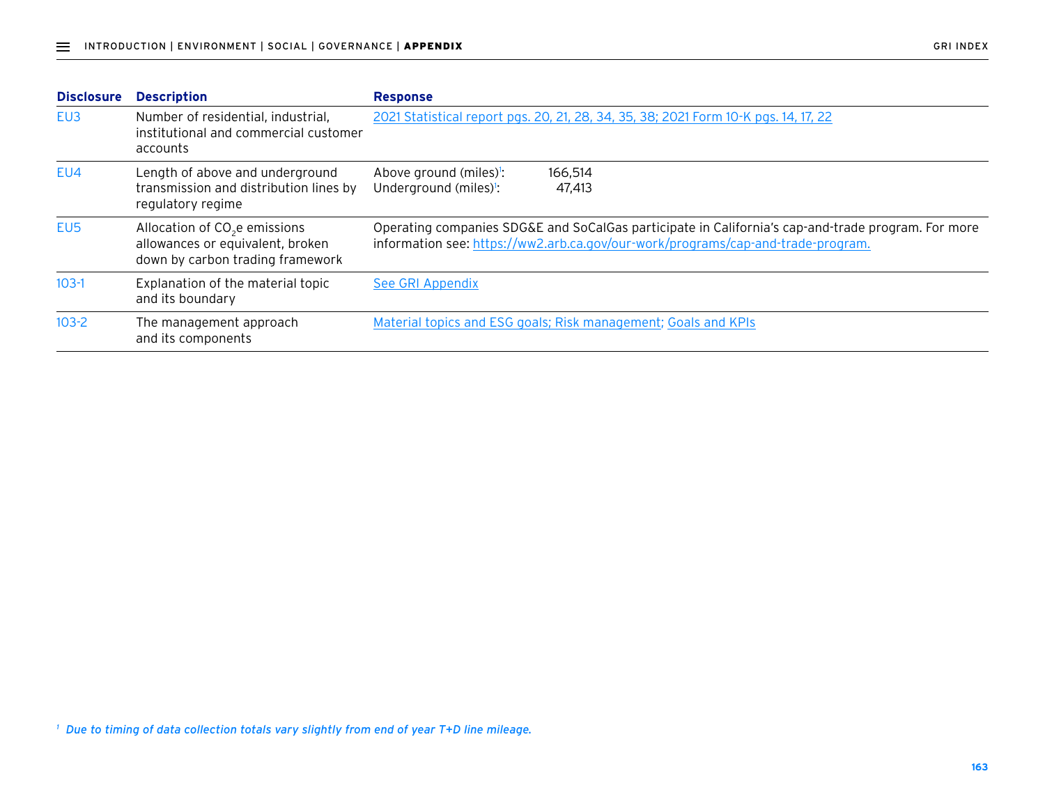| Disclosure | Description | Response |
|---|---|---|
| EU3 | Number of residential, industrial, institutional and commercial customer accounts | 2021 Statistical report pgs. 20, 21, 28, 34, 35, 38; 2021 Form 10-K pgs. 14, 17, 22 |
| EU4 | Length of above and underground transmission and distribution lines by regulatory regime | Above ground (miles)[1]: 166,514<br>Underground (miles)[1]: 47,413 |
| EU5 | Allocation of $CO_2e$ emissions allowances or equivalent, broken down by carbon trading framework | Operating companies SDG&E and SoCalGas participate in California's cap-and-trade program. For more information see: https://ww2.arb.ca.gov/our-work/programs/cap-and-trade-program. |
| 103-1 | Explanation of the material topic and its boundary | See GRI Appendix |
| 103-2 | The management approach and its components | Material topics and ESG goals; Risk management; Goals and KPIs |

[1] *Due to timing of data collection totals vary slightly from end of year T+D line mileage.*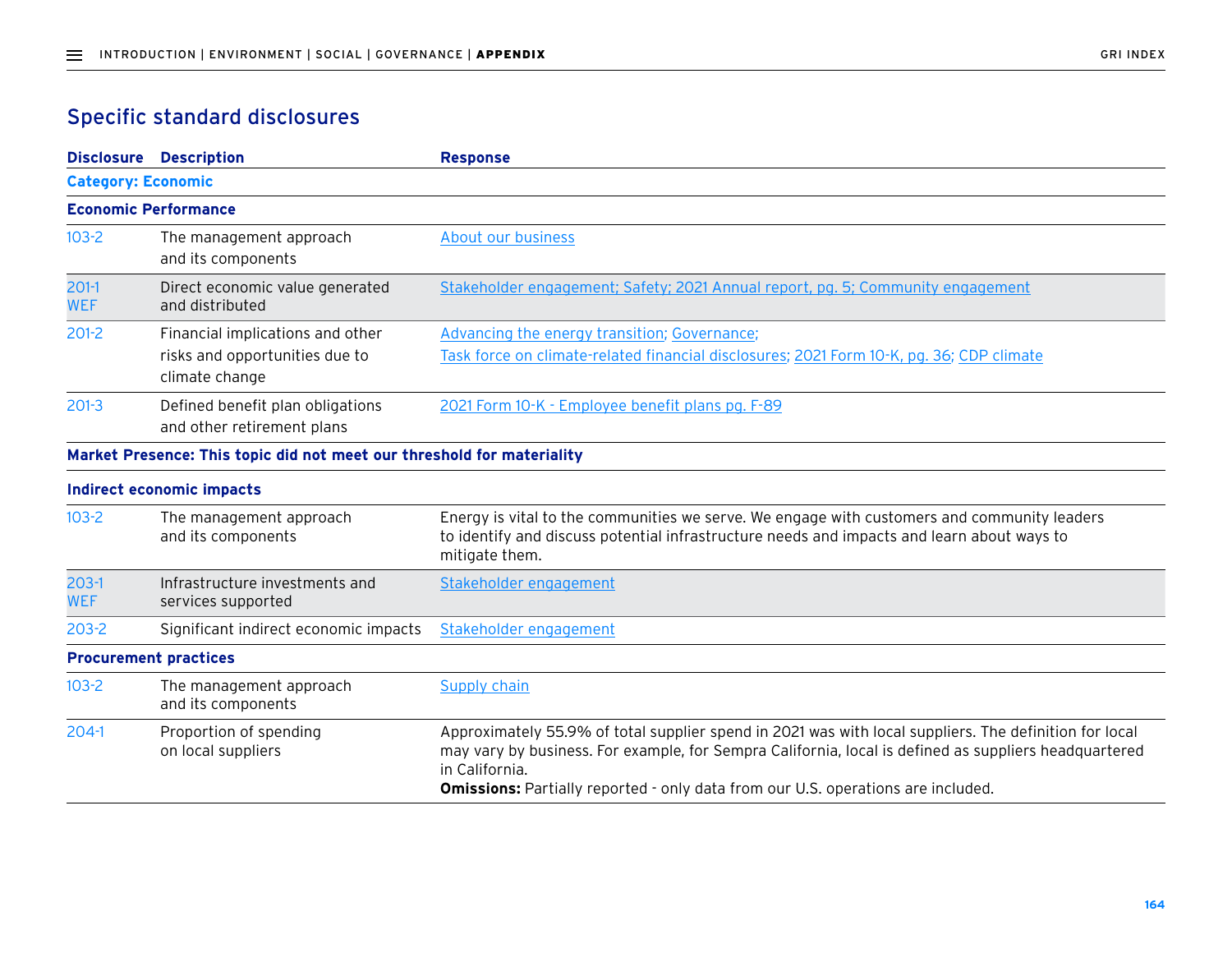## Specific standard disclosures

| Disclosure | Description | Response |
|---|---|---|
| **Category: Economic** | | |
| **Economic Performance** | | |
| 103-2 | The management approach and its components | About our business |
| 201-1 WEF | Direct economic value generated and distributed | Stakeholder engagement; Safety; 2021 Annual report, pg. 5; Community engagement |
| 201-2 | Financial implications and other risks and opportunities due to climate change | Advancing the energy transition; Governance; Task force on climate-related financial disclosures; 2021 Form 10-K, pg. 36; CDP climate |
| 201-3 | Defined benefit plan obligations and other retirement plans | 2021 Form 10-K - Employee benefit plans pg. F-89 |
| **Market Presence: This topic did not meet our threshold for materiality** | | |
| **Indirect economic impacts** | | |
| 103-2 | The management approach and its components | Energy is vital to the communities we serve. We engage with customers and community leaders to identify and discuss potential infrastructure needs and impacts and learn about ways to mitigate them. |
| 203-1 WEF | Infrastructure investments and services supported | Stakeholder engagement |
| 203-2 | Significant indirect economic impacts | Stakeholder engagement |
| **Procurement practices** | | |
| 103-2 | The management approach and its components | Supply chain |
| 204-1 | Proportion of spending on local suppliers | Approximately 55.9% of total supplier spend in 2021 was with local suppliers. The definition for local may vary by business. For example, for Sempra California, local is defined as suppliers headquartered in California.<br>**Omissions:** Partially reported - only data from our U.S. operations are included. |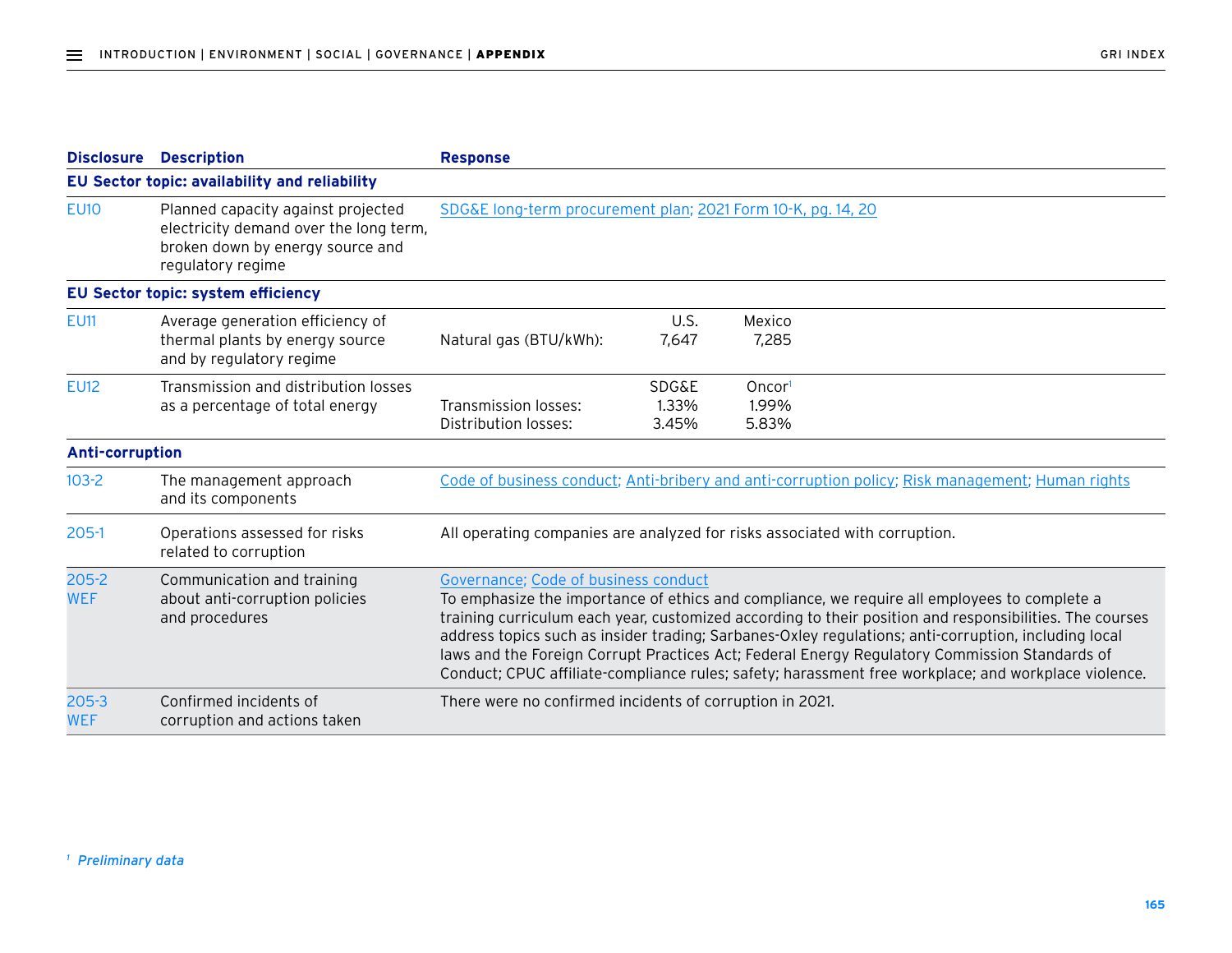| Disclosure | Description | Response |
|---|---|---|
| **EU Sector topic: availability and reliability** | | |
| EU10 | Planned capacity against projected electricity demand over the long term, broken down by energy source and regulatory regime | SDG&E long-term procurement plan; 2021 Form 10-K, pg. 14, 20 |
| **EU Sector topic: system efficiency** | | |
| EU11 | Average generation efficiency of thermal plants by energy source and by regulatory regime | U.S. / Mexico<br>Natural gas (BTU/kWh): 7,647 / 7,285 |
| EU12 | Transmission and distribution losses as a percentage of total energy | SDG&E / Oncor[1]<br>Transmission losses: 1.33% / 1.99%<br>Distribution losses: 3.45% / 5.83% |
| **Anti-corruption** | | |
| 103-2 | The management approach and its components | Code of business conduct; Anti-bribery and anti-corruption policy; Risk management; Human rights |
| 205-1 | Operations assessed for risks related to corruption | All operating companies are analyzed for risks associated with corruption. |
| 205-2<br>WEF | Communication and training about anti-corruption policies and procedures | Governance; Code of business conduct<br>To emphasize the importance of ethics and compliance, we require all employees to complete a training curriculum each year, customized according to their position and responsibilities. The courses address topics such as insider trading; Sarbanes-Oxley regulations; anti-corruption, including local laws and the Foreign Corrupt Practices Act; Federal Energy Regulatory Commission Standards of Conduct; CPUC affiliate-compliance rules; safety; harassment free workplace; and workplace violence. |
| 205-3<br>WEF | Confirmed incidents of corruption and actions taken | There were no confirmed incidents of corruption in 2021. |

[1] *Preliminary data*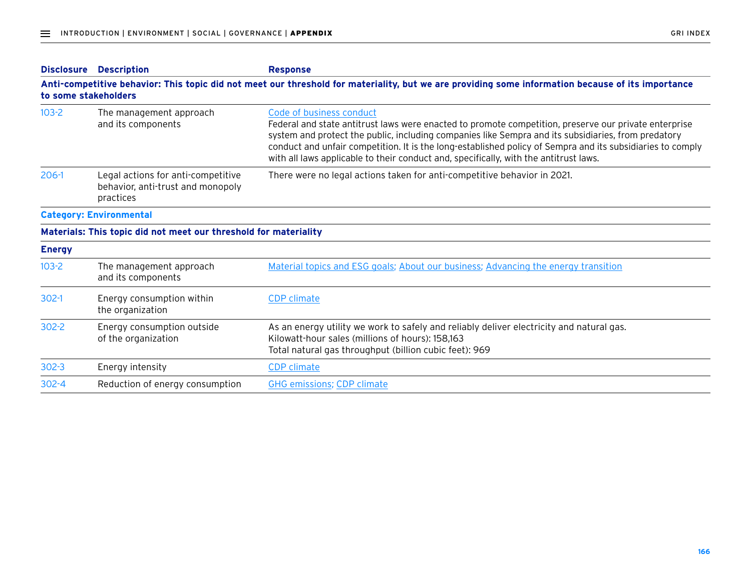| Disclosure | Description | Response |
|---|---|---|
| **Anti-competitive behavior: This topic did not meet our threshold for materiality, but we are providing some information because of its importance to some stakeholders** | | |
| 103-2 | The management approach and its components | Code of business conduct<br>Federal and state antitrust laws were enacted to promote competition, preserve our private enterprise system and protect the public, including companies like Sempra and its subsidiaries, from predatory conduct and unfair competition. It is the long-established policy of Sempra and its subsidiaries to comply with all laws applicable to their conduct and, specifically, with the antitrust laws. |
| 206-1 | Legal actions for anti-competitive behavior, anti-trust and monopoly practices | There were no legal actions taken for anti-competitive behavior in 2021. |
| **Category: Environmental** | | |
| **Materials: This topic did not meet our threshold for materiality** | | |
| **Energy** | | |
| 103-2 | The management approach and its components | Material topics and ESG goals; About our business; Advancing the energy transition |
| 302-1 | Energy consumption within the organization | CDP climate |
| 302-2 | Energy consumption outside of the organization | As an energy utility we work to safely and reliably deliver electricity and natural gas.<br>Kilowatt-hour sales (millions of hours): 158,163<br>Total natural gas throughput (billion cubic feet): 969 |
| 302-3 | Energy intensity | CDP climate |
| 302-4 | Reduction of energy consumption | GHG emissions; CDP climate |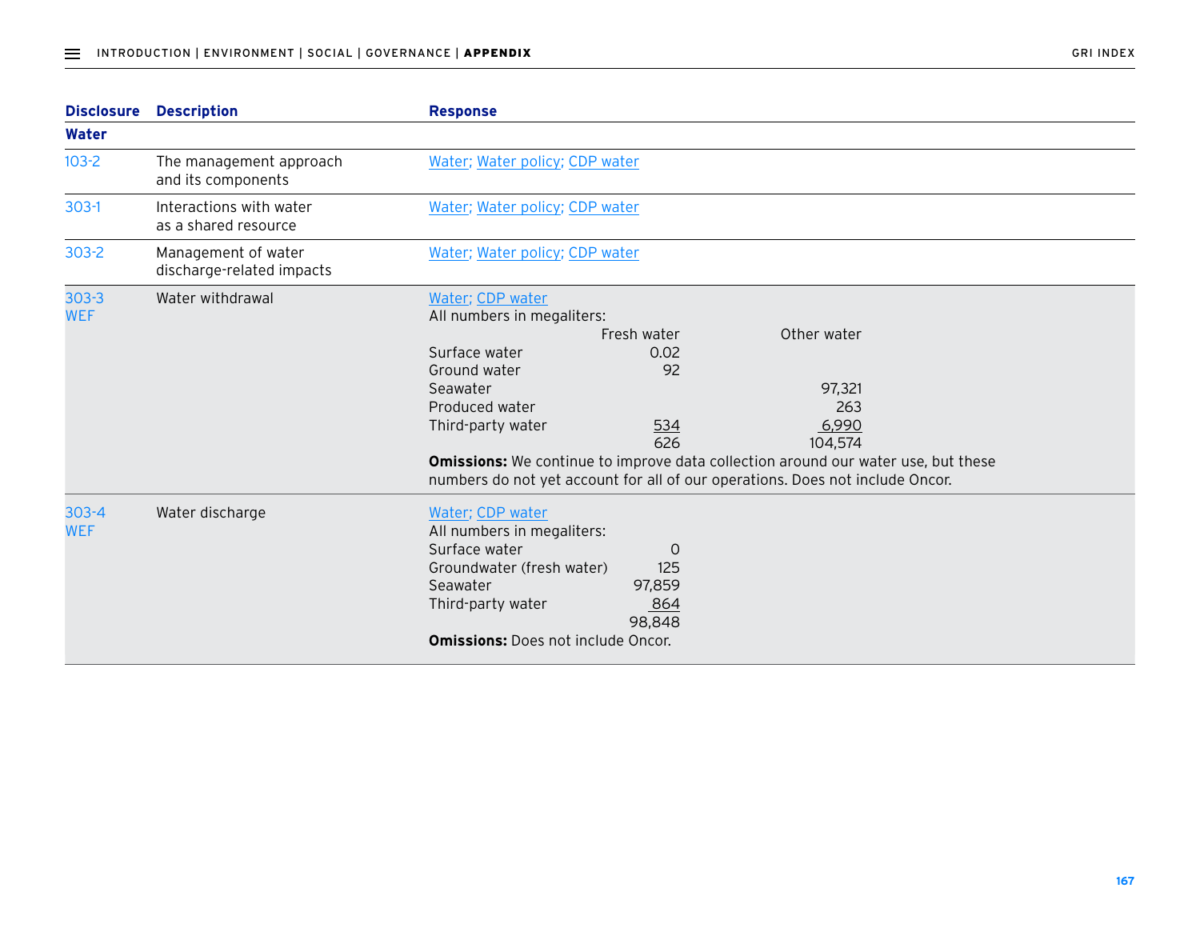| Disclosure | Description | Response |
|---|---|---|
| **Water** | | |
| 103-2 | The management approach and its components | Water; Water policy; CDP water |
| 303-1 | Interactions with water as a shared resource | Water; Water policy; CDP water |
| 303-2 | Management of water discharge-related impacts | Water; Water policy; CDP water |
| 303-3 WEF | Water withdrawal | Water; CDP water<br>All numbers in megaliters:<br>Fresh water / Other water<br>Surface water: 0.02 / –<br>Ground water: 92 / –<br>Seawater: – / 97,321<br>Produced water: – / 263<br>Third-party water: 534 / 6,990<br>Total: 626 / 104,574<br>**Omissions:** We continue to improve data collection around our water use, but these numbers do not yet account for all of our operations. Does not include Oncor. |
| 303-4 WEF | Water discharge | Water; CDP water<br>All numbers in megaliters:<br>Surface water: 0<br>Groundwater (fresh water): 125<br>Seawater: 97,859<br>Third-party water: 864<br>Total: 98,848<br>**Omissions:** Does not include Oncor. |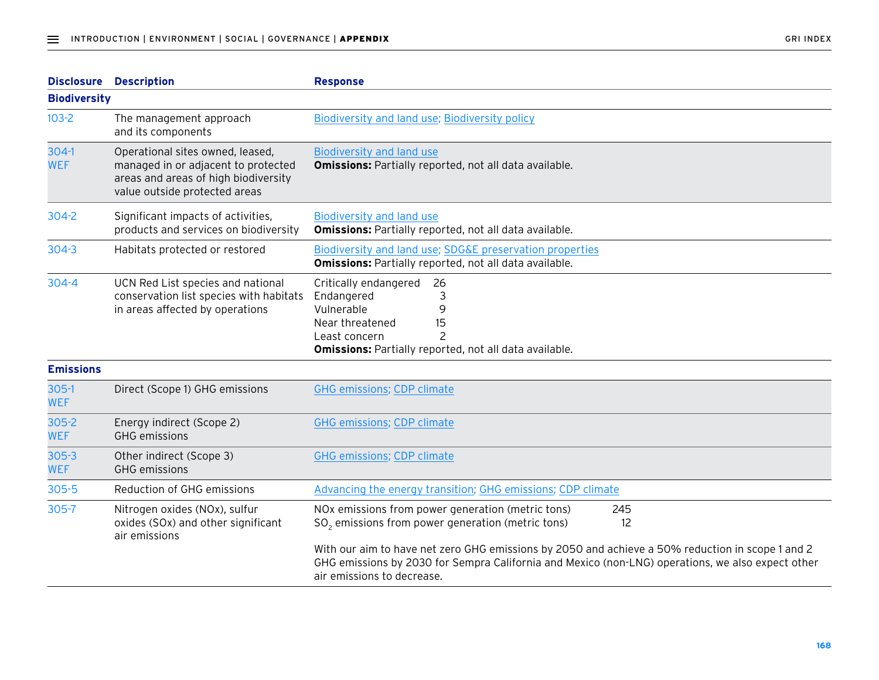| Disclosure | Description | Response |
|---|---|---|
| **Biodiversity** | | |
| 103-2 | The management approach and its components | Biodiversity and land use; Biodiversity policy |
| 304-1 WEF | Operational sites owned, leased, managed in or adjacent to protected areas and areas of high biodiversity value outside protected areas | Biodiversity and land use<br>**Omissions:** Partially reported, not all data available. |
| 304-2 | Significant impacts of activities, products and services on biodiversity | Biodiversity and land use<br>**Omissions:** Partially reported, not all data available. |
| 304-3 | Habitats protected or restored | Biodiversity and land use; SDG&E preservation properties<br>**Omissions:** Partially reported, not all data available. |
| 304-4 | UCN Red List species and national conservation list species with habitats in areas affected by operations | Critically endangered 26<br>Endangered 3<br>Vulnerable 9<br>Near threatened 15<br>Least concern 2<br>**Omissions:** Partially reported, not all data available. |
| **Emissions** | | |
| 305-1 WEF | Direct (Scope 1) GHG emissions | GHG emissions; CDP climate |
| 305-2 WEF | Energy indirect (Scope 2) GHG emissions | GHG emissions; CDP climate |
| 305-3 WEF | Other indirect (Scope 3) GHG emissions | GHG emissions; CDP climate |
| 305-5 | Reduction of GHG emissions | Advancing the energy transition; GHG emissions; CDP climate |
| 305-7 | Nitrogen oxides (NOx), sulfur oxides (SOx) and other significant air emissions | NOx emissions from power generation (metric tons) 245<br>$SO_2$ emissions from power generation (metric tons) 12<br><br>With our aim to have net zero GHG emissions by 2050 and achieve a 50% reduction in scope 1 and 2 GHG emissions by 2030 for Sempra California and Mexico (non-LNG) operations, we also expect other air emissions to decrease. |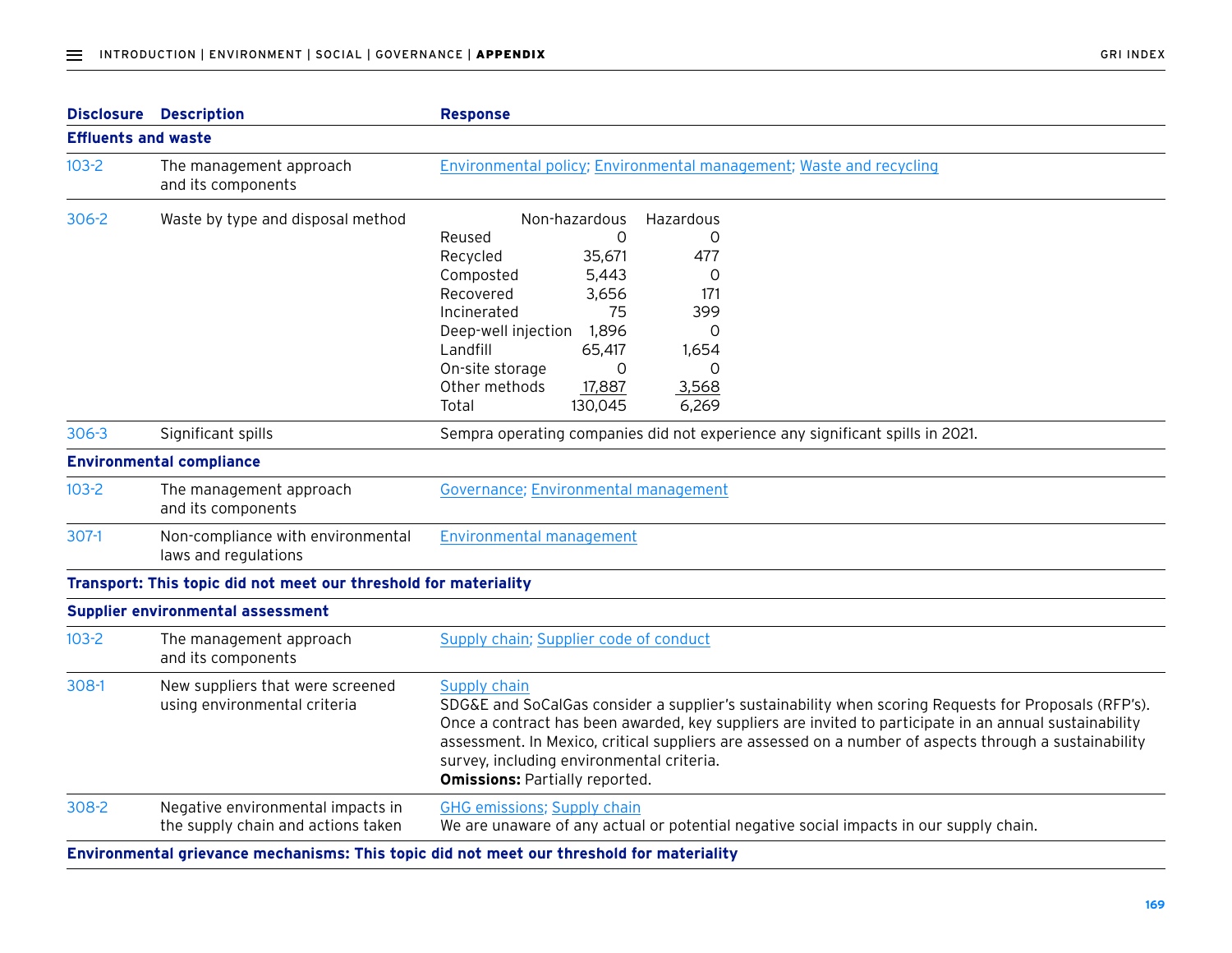| Disclosure | Description | Response |
|---|---|---|
| **Effluents and waste** | | |
| 103-2 | The management approach and its components | Environmental policy; Environmental management; Waste and recycling |
| 306-2 | Waste by type and disposal method | (see table below) |
| 306-3 | Significant spills | Sempra operating companies did not experience any significant spills in 2021. |
| **Environmental compliance** | | |
| 103-2 | The management approach and its components | Governance; Environmental management |
| 307-1 | Non-compliance with environmental laws and regulations | Environmental management |
| **Transport: This topic did not meet our threshold for materiality** | | |
| **Supplier environmental assessment** | | |
| 103-2 | The management approach and its components | Supply chain; Supplier code of conduct |
| 308-1 | New suppliers that were screened using environmental criteria | Supply chain<br>SDG&E and SoCalGas consider a supplier's sustainability when scoring Requests for Proposals (RFP's). Once a contract has been awarded, key suppliers are invited to participate in an annual sustainability assessment. In Mexico, critical suppliers are assessed on a number of aspects through a sustainability survey, including environmental criteria.<br>**Omissions:** Partially reported. |
| 308-2 | Negative environmental impacts in the supply chain and actions taken | GHG emissions; Supply chain<br>We are unaware of any actual or potential negative social impacts in our supply chain. |
| **Environmental grievance mechanisms: This topic did not meet our threshold for materiality** | | |

306-2 Waste by type and disposal method:

| | Non-hazardous | Hazardous |
|---|---|---|
| Reused | 0 | 0 |
| Recycled | 35,671 | 477 |
| Composted | 5,443 | 0 |
| Recovered | 3,656 | 171 |
| Incinerated | 75 | 399 |
| Deep-well injection | 1,896 | 0 |
| Landfill | 65,417 | 1,654 |
| On-site storage | 0 | 0 |
| Other methods | 17,887 | 3,568 |
| Total | 130,045 | 6,269 |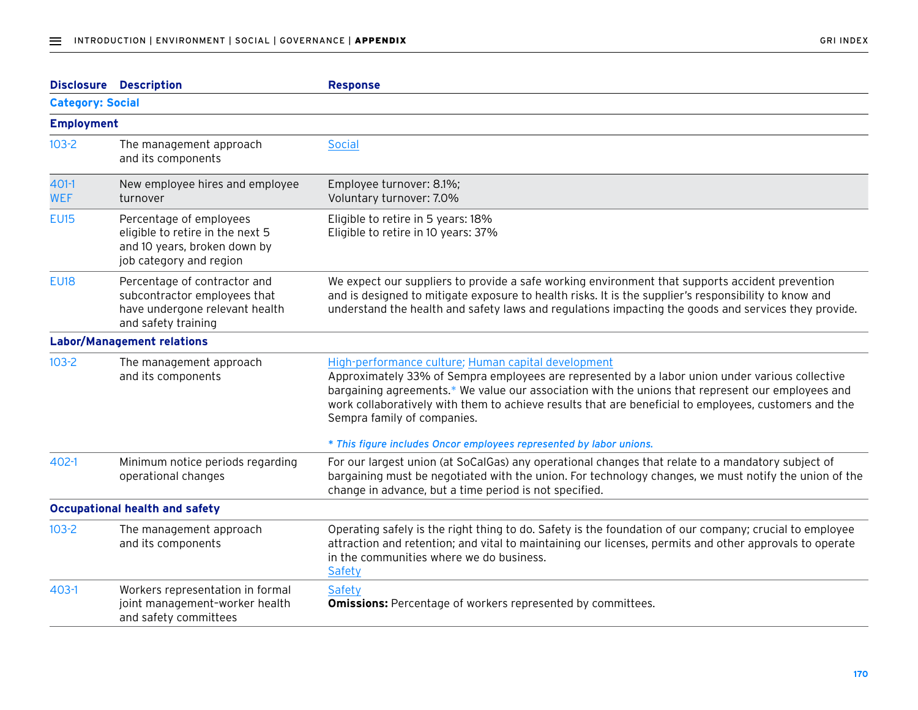| Disclosure | Description | Response |
|---|---|---|
| **Category: Social** | | |
| **Employment** | | |
| 103-2 | The management approach and its components | Social |
| 401-1 WEF | New employee hires and employee turnover | Employee turnover: 8.1%; Voluntary turnover: 7.0% |
| EU15 | Percentage of employees eligible to retire in the next 5 and 10 years, broken down by job category and region | Eligible to retire in 5 years: 18% Eligible to retire in 10 years: 37% |
| EU18 | Percentage of contractor and subcontractor employees that have undergone relevant health and safety training | We expect our suppliers to provide a safe working environment that supports accident prevention and is designed to mitigate exposure to health risks. It is the supplier's responsibility to know and understand the health and safety laws and regulations impacting the goods and services they provide. |
| **Labor/Management relations** | | |
| 103-2 | The management approach and its components | High-performance culture; Human capital development<br>Approximately 33% of Sempra employees are represented by a labor union under various collective bargaining agreements.* We value our association with the unions that represent our employees and work collaboratively with them to achieve results that are beneficial to employees, customers and the Sempra family of companies.<br><br>*\* This figure includes Oncor employees represented by labor unions.* |
| 402-1 | Minimum notice periods regarding operational changes | For our largest union (at SoCalGas) any operational changes that relate to a mandatory subject of bargaining must be negotiated with the union. For technology changes, we must notify the union of the change in advance, but a time period is not specified. |
| **Occupational health and safety** | | |
| 103-2 | The management approach and its components | Operating safely is the right thing to do. Safety is the foundation of our company; crucial to employee attraction and retention; and vital to maintaining our licenses, permits and other approvals to operate in the communities where we do business.<br>Safety |
| 403-1 | Workers representation in formal joint management-worker health and safety committees | Safety<br>**Omissions:** Percentage of workers represented by committees. |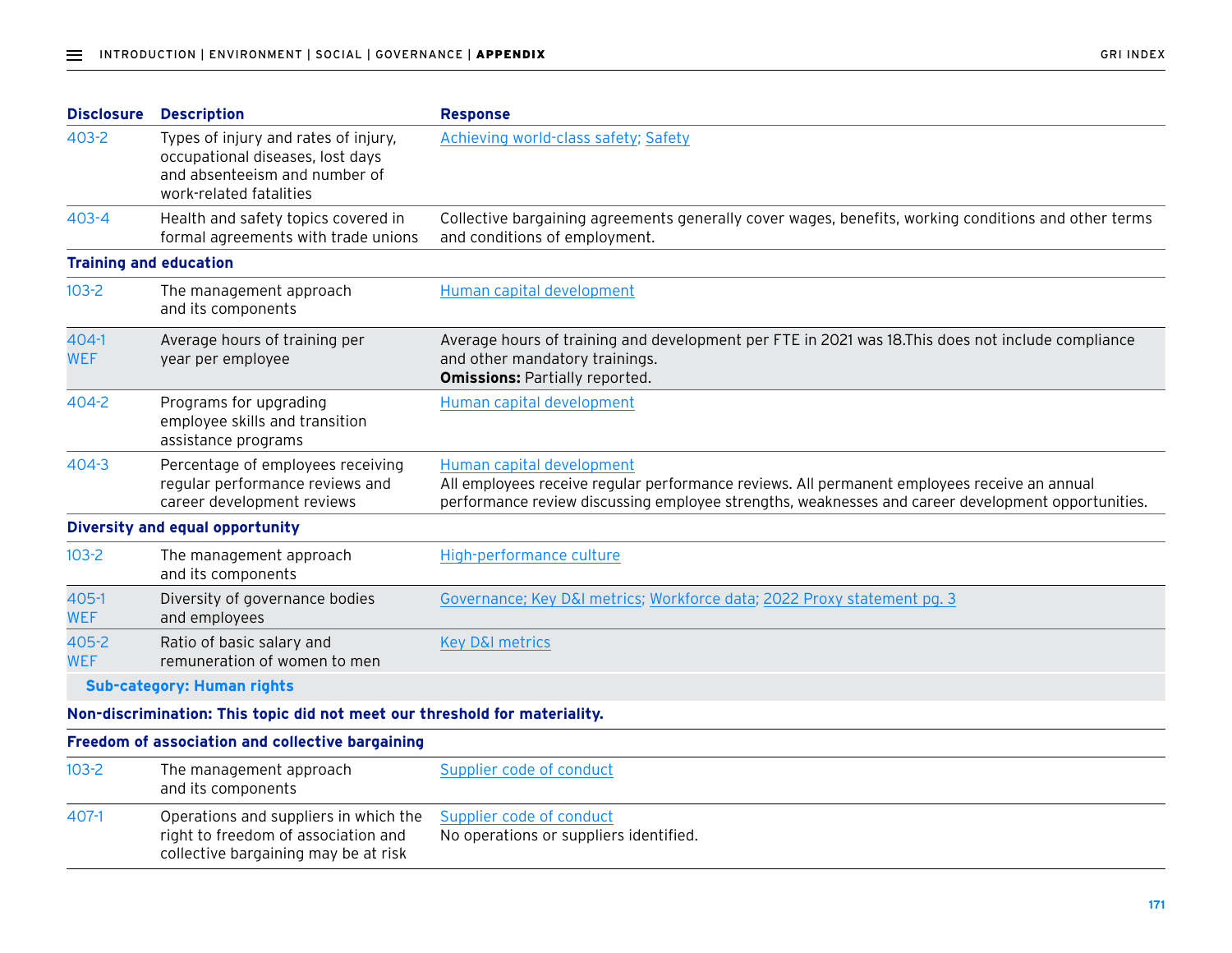| Disclosure | Description | Response |
|---|---|---|
| 403-2 | Types of injury and rates of injury, occupational diseases, lost days and absenteeism and number of work-related fatalities | Achieving world-class safety; Safety |
| 403-4 | Health and safety topics covered in formal agreements with trade unions | Collective bargaining agreements generally cover wages, benefits, working conditions and other terms and conditions of employment. |
| **Training and education** | | |
| 103-2 | The management approach and its components | Human capital development |
| 404-1 WEF | Average hours of training per year per employee | Average hours of training and development per FTE in 2021 was 18.This does not include compliance and other mandatory trainings. **Omissions:** Partially reported. |
| 404-2 | Programs for upgrading employee skills and transition assistance programs | Human capital development |
| 404-3 | Percentage of employees receiving regular performance reviews and career development reviews | Human capital development All employees receive regular performance reviews. All permanent employees receive an annual performance review discussing employee strengths, weaknesses and career development opportunities. |
| **Diversity and equal opportunity** | | |
| 103-2 | The management approach and its components | High-performance culture |
| 405-1 WEF | Diversity of governance bodies and employees | Governance; Key D&I metrics; Workforce data; 2022 Proxy statement pg. 3 |
| 405-2 WEF | Ratio of basic salary and remuneration of women to men | Key D&I metrics |
| **Sub-category: Human rights** | | |
| **Non-discrimination: This topic did not meet our threshold for materiality.** | | |
| **Freedom of association and collective bargaining** | | |
| 103-2 | The management approach and its components | Supplier code of conduct |
| 407-1 | Operations and suppliers in which the right to freedom of association and collective bargaining may be at risk | Supplier code of conduct No operations or suppliers identified. |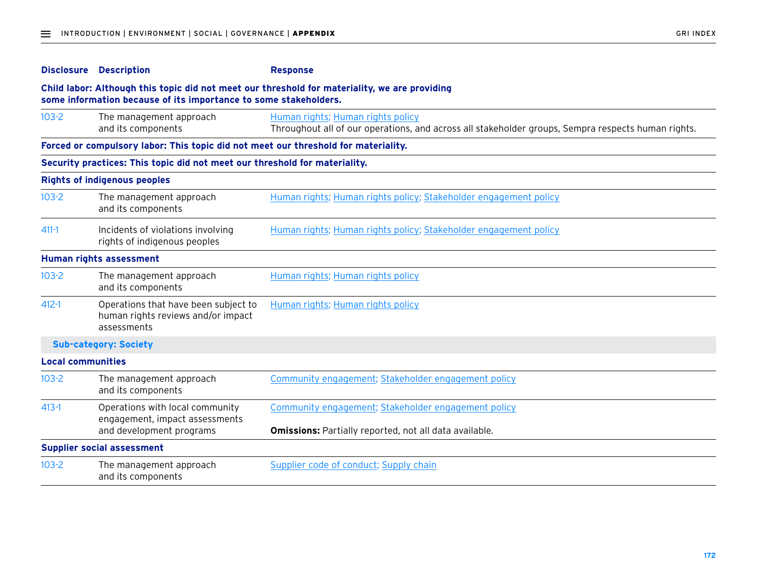| Disclosure | Description | Response |
|---|---|---|
| **Child labor: Although this topic did not meet our threshold for materiality, we are providing some information because of its importance to some stakeholders.** | | |
| 103-2 | The management approach and its components | Human rights; Human rights policy<br>Throughout all of our operations, and across all stakeholder groups, Sempra respects human rights. |
| **Forced or compulsory labor: This topic did not meet our threshold for materiality.** | | |
| **Security practices: This topic did not meet our threshold for materiality.** | | |
| **Rights of indigenous peoples** | | |
| 103-2 | The management approach and its components | Human rights; Human rights policy; Stakeholder engagement policy |
| 411-1 | Incidents of violations involving rights of indigenous peoples | Human rights; Human rights policy; Stakeholder engagement policy |
| **Human rights assessment** | | |
| 103-2 | The management approach and its components | Human rights; Human rights policy |
| 412-1 | Operations that have been subject to human rights reviews and/or impact assessments | Human rights; Human rights policy |
| **Sub-category: Society** | | |
| **Local communities** | | |
| 103-2 | The management approach and its components | Community engagement; Stakeholder engagement policy |
| 413-1 | Operations with local community engagement, impact assessments and development programs | Community engagement; Stakeholder engagement policy<br><br>**Omissions:** Partially reported, not all data available. |
| **Supplier social assessment** | | |
| 103-2 | The management approach and its components | Supplier code of conduct; Supply chain |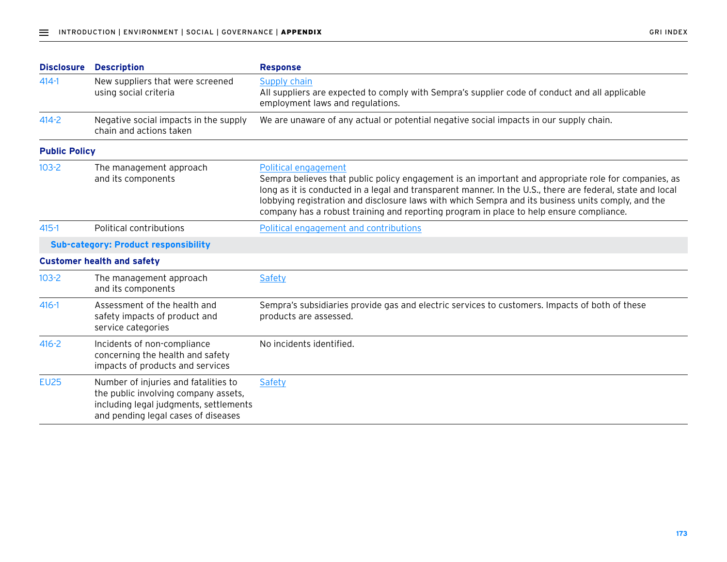| Disclosure | Description | Response |
|---|---|---|
| 414-1 | New suppliers that were screened using social criteria | Supply chain<br>All suppliers are expected to comply with Sempra's supplier code of conduct and all applicable employment laws and regulations. |
| 414-2 | Negative social impacts in the supply chain and actions taken | We are unaware of any actual or potential negative social impacts in our supply chain. |
| **Public Policy** | | |
| 103-2 | The management approach and its components | Political engagement<br>Sempra believes that public policy engagement is an important and appropriate role for companies, as long as it is conducted in a legal and transparent manner. In the U.S., there are federal, state and local lobbying registration and disclosure laws with which Sempra and its business units comply, and the company has a robust training and reporting program in place to help ensure compliance. |
| 415-1 | Political contributions | Political engagement and contributions |
| **Sub-category: Product responsibility** | | |
| **Customer health and safety** | | |
| 103-2 | The management approach and its components | Safety |
| 416-1 | Assessment of the health and safety impacts of product and service categories | Sempra's subsidiaries provide gas and electric services to customers. Impacts of both of these products are assessed. |
| 416-2 | Incidents of non-compliance concerning the health and safety impacts of products and services | No incidents identified. |
| EU25 | Number of injuries and fatalities to the public involving company assets, including legal judgments, settlements and pending legal cases of diseases | Safety |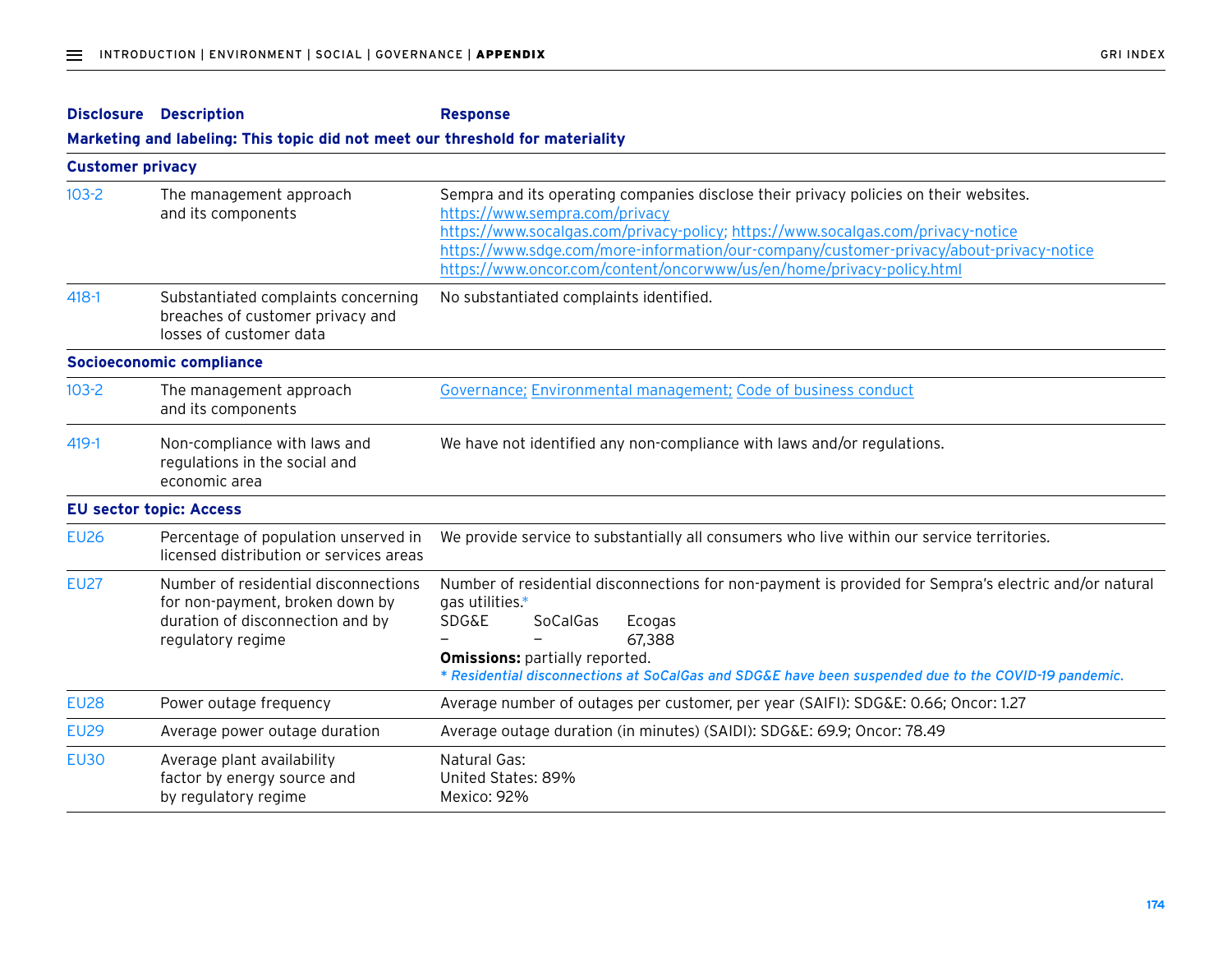| Disclosure | Description | Response |
|---|---|---|
| **Marketing and labeling: This topic did not meet our threshold for materiality** | | |
| **Customer privacy** | | |
| 103-2 | The management approach and its components | Sempra and its operating companies disclose their privacy policies on their websites.<br>https://www.sempra.com/privacy<br>https://www.socalgas.com/privacy-policy; https://www.socalgas.com/privacy-notice<br>https://www.sdge.com/more-information/our-company/customer-privacy/about-privacy-notice<br>https://www.oncor.com/content/oncorwww/us/en/home/privacy-policy.html |
| 418-1 | Substantiated complaints concerning breaches of customer privacy and losses of customer data | No substantiated complaints identified. |
| **Socioeconomic compliance** | | |
| 103-2 | The management approach and its components | Governance; Environmental management; Code of business conduct |
| 419-1 | Non-compliance with laws and regulations in the social and economic area | We have not identified any non-compliance with laws and/or regulations. |
| **EU sector topic: Access** | | |
| EU26 | Percentage of population unserved in licensed distribution or services areas | We provide service to substantially all consumers who live within our service territories. |
| EU27 | Number of residential disconnections for non-payment, broken down by duration of disconnection and by regulatory regime | Number of residential disconnections for non-payment is provided for Sempra's electric and/or natural gas utilities.*<br>SDG&E: –; SoCalGas: –; Ecogas: 67,388<br>**Omissions:** partially reported.<br>*\* Residential disconnections at SoCalGas and SDG&E have been suspended due to the COVID-19 pandemic.* |
| EU28 | Power outage frequency | Average number of outages per customer, per year (SAIFI): SDG&E: 0.66; Oncor: 1.27 |
| EU29 | Average power outage duration | Average outage duration (in minutes) (SAIDI): SDG&E: 69.9; Oncor: 78.49 |
| EU30 | Average plant availability factor by energy source and by regulatory regime | Natural Gas:<br>United States: 89%<br>Mexico: 92% |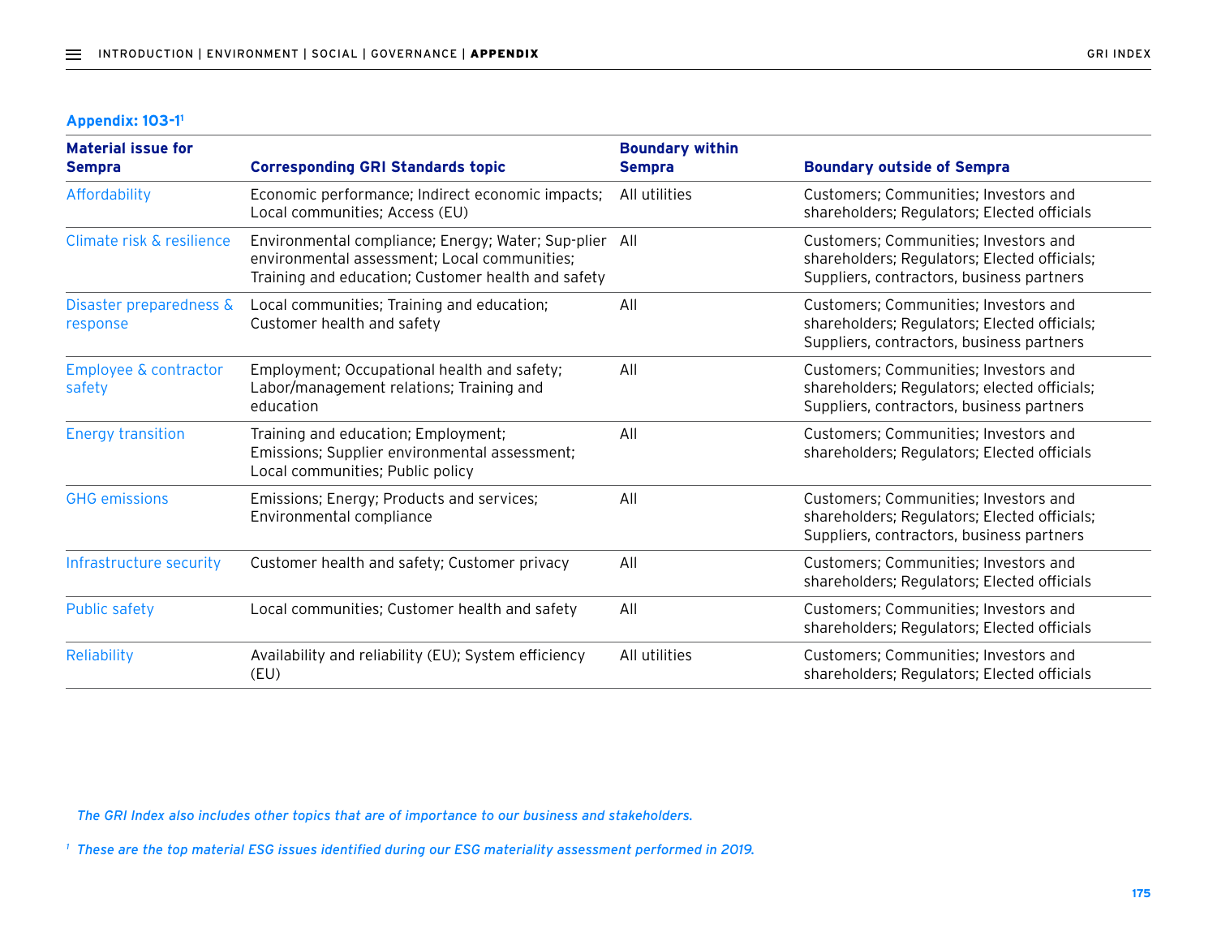## Appendix: 103-1[1]

| Material issue for Sempra | Corresponding GRI Standards topic | Boundary within Sempra | Boundary outside of Sempra |
|---|---|---|---|
| Affordability | Economic performance; Indirect economic impacts; Local communities; Access (EU) | All utilities | Customers; Communities; Investors and shareholders; Regulators; Elected officials |
| Climate risk & resilience | Environmental compliance; Energy; Water; Sup-plier environmental assessment; Local communities; Training and education; Customer health and safety | All | Customers; Communities; Investors and shareholders; Regulators; Elected officials; Suppliers, contractors, business partners |
| Disaster preparedness & response | Local communities; Training and education; Customer health and safety | All | Customers; Communities; Investors and shareholders; Regulators; Elected officials; Suppliers, contractors, business partners |
| Employee & contractor safety | Employment; Occupational health and safety; Labor/management relations; Training and education | All | Customers; Communities; Investors and shareholders; Regulators; elected officials; Suppliers, contractors, business partners |
| Energy transition | Training and education; Employment; Emissions; Supplier environmental assessment; Local communities; Public policy | All | Customers; Communities; Investors and shareholders; Regulators; Elected officials |
| GHG emissions | Emissions; Energy; Products and services; Environmental compliance | All | Customers; Communities; Investors and shareholders; Regulators; Elected officials; Suppliers, contractors, business partners |
| Infrastructure security | Customer health and safety; Customer privacy | All | Customers; Communities; Investors and shareholders; Regulators; Elected officials |
| Public safety | Local communities; Customer health and safety | All | Customers; Communities; Investors and shareholders; Regulators; Elected officials |
| Reliability | Availability and reliability (EU); System efficiency (EU) | All utilities | Customers; Communities; Investors and shareholders; Regulators; Elected officials |

*The GRI Index also includes other topics that are of importance to our business and stakeholders.*

[1] *These are the top material ESG issues identified during our ESG materiality assessment performed in 2019.*